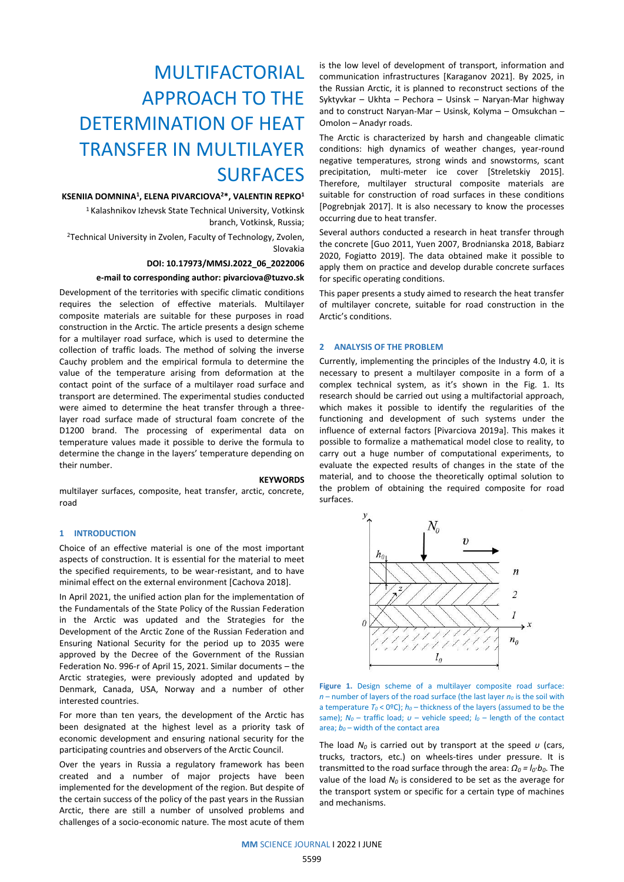// MULTIFACTORIAL APPROACH TO THE DETERMINATION OF HEAT TRANSFER IN MULTILAYER SURFACES

**KSENIIA DOMNINA[1], ELENA PIVARCIOVA[2]*, VALENTIN REPKO[1]**

[1] Kalashnikov Izhevsk State Technical University, Votkinsk branch, Votkinsk, Russia;

[2]Technical University in Zvolen, Faculty of Technology, Zvolen, Slovakia

**DOI: 10.17973/MMSJ.2022_06_2022006**

**e-mail to corresponding author: pivarciova@tuzvo.sk**

Development of the territories with specific climatic conditions requires the selection of effective materials. Multilayer composite materials are suitable for these purposes in road construction in the Arctic. The article presents a design scheme for a multilayer road surface, which is used to determine the collection of traffic loads. The method of solving the inverse Cauchy problem and the empirical formula to determine the value of the temperature arising from deformation at the contact point of the surface of a multilayer road surface and transport are determined. The experimental studies conducted were aimed to determine the heat transfer through a three-layer road surface made of structural foam concrete of the D1200 brand. The processing of experimental data on temperature values made it possible to derive the formula to determine the change in the layers' temperature depending on their number.

**KEYWORDS**

multilayer surfaces, composite, heat transfer, arctic, concrete, road

## 1 INTRODUCTION

Choice of an effective material is one of the most important aspects of construction. It is essential for the material to meet the specified requirements, to be wear-resistant, and to have minimal effect on the external environment [Cachova 2018].

In April 2021, the unified action plan for the implementation of the Fundamentals of the State Policy of the Russian Federation in the Arctic was updated and the Strategies for the Development of the Arctic Zone of the Russian Federation and Ensuring National Security for the period up to 2035 were approved by the Decree of the Government of the Russian Federation No. 996-r of April 15, 2021. Similar documents – the Arctic strategies, were previously adopted and updated by Denmark, Canada, USA, Norway and a number of other interested countries.

For more than ten years, the development of the Arctic has been designated at the highest level as a priority task of economic development and ensuring national security for the participating countries and observers of the Arctic Council.

Over the years in Russia a regulatory framework has been created and a number of major projects have been implemented for the development of the region. But despite of the certain success of the policy of the past years in the Russian Arctic, there are still a number of unsolved problems and challenges of a socio-economic nature. The most acute of them is the low level of development of transport, information and communication infrastructures [Karaganov 2021]. By 2025, in the Russian Arctic, it is planned to reconstruct sections of the Syktyvkar – Ukhta – Pechora – Usinsk – Naryan-Mar highway and to construct Naryan-Mar – Usinsk, Kolyma – Omsukchan – Omolon – Anadyr roads.

The Arctic is characterized by harsh and changeable climatic conditions: high dynamics of weather changes, year-round negative temperatures, strong winds and snowstorms, scant precipitation, multi-meter ice cover [Streletskiy 2015]. Therefore, multilayer structural composite materials are suitable for construction of road surfaces in these conditions [Pogrebnjak 2017]. It is also necessary to know the processes occurring due to heat transfer.

Several authors conducted a research in heat transfer through the concrete [Guo 2011, Yuen 2007, Brodnianska 2018, Babiarz 2020, Fogiatto 2019]. The data obtained make it possible to apply them on practice and develop durable concrete surfaces for specific operating conditions.

This paper presents a study aimed to research the heat transfer of multilayer concrete, suitable for road construction in the Arctic's conditions.

## 2 ANALYSIS OF THE PROBLEM

Currently, implementing the principles of the Industry 4.0, it is necessary to present a multilayer composite in a form of a complex technical system, as it's shown in the Fig. 1. Its research should be carried out using a multifactorial approach, which makes it possible to identify the regularities of the functioning and development of such systems under the influence of external factors [Pivarciova 2019a]. This makes it possible to formalize a mathematical model close to reality, to carry out a huge number of computational experiments, to evaluate the expected results of changes in the state of the material, and to choose the theoretically optimal solution to the problem of obtaining the required composite for road surfaces.

**Figure 1.** Design scheme of a multilayer composite road surface: $n$ – number of layers of the road surface (the last layer $n_0$ is the soil with a temperature $T_0$ < 0ºC); $h_0$ – thickness of the layers (assumed to be the same); $N_0$ – traffic load; $\upsilon$ – vehicle speed; $l_0$ – length of the contact area; $b_0$ – width of the contact area

The load $N_0$ is carried out by transport at the speed $\upsilon$ (cars, trucks, tractors, etc.) on wheels-tires under pressure. It is transmitted to the road surface through the area: $\Omega_0 = l_0{\cdot}b_0$. The value of the load $N_0$ is considered to be set as the average for the transport system or specific for a certain type of machines and mechanisms.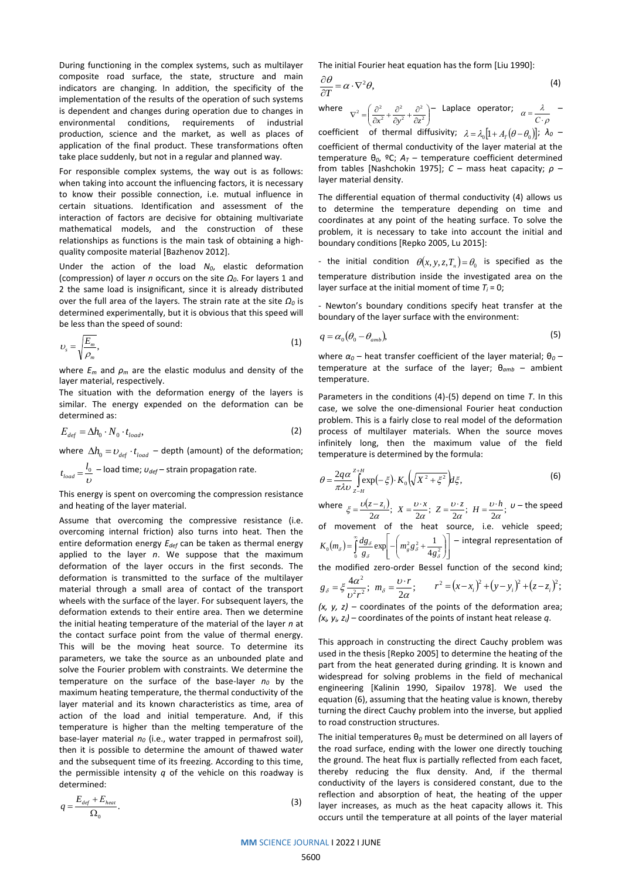During functioning in the complex systems, such as multilayer composite road surface, the state, structure and main indicators are changing. In addition, the specificity of the implementation of the results of the operation of such systems is dependent and changes during operation due to changes in environmental conditions, requirements of industrial production, science and the market, as well as places of application of the final product. These transformations often take place suddenly, but not in a regular and planned way.

For responsible complex systems, the way out is as follows: when taking into account the influencing factors, it is necessary to know their possible connection, i.e. mutual influence in certain situations. Identification and assessment of the interaction of factors are decisive for obtaining multivariate mathematical models, and the construction of these relationships as functions is the main task of obtaining a high-quality composite material [Bazhenov 2012].

Under the action of the load $N_0$, elastic deformation (compression) of layer $n$ occurs on the site $\Omega_0$. For layers 1 and 2 the same load is insignificant, since it is already distributed over the full area of the layers. The strain rate at the site $\Omega_0$ is determined experimentally, but it is obvious that this speed will be less than the speed of sound:

$$\upsilon_s = \sqrt{\frac{E_m}{\rho_m}}, \tag{1}$$

where $E_m$ and $\rho_m$ are the elastic modulus and density of the layer material, respectively.

The situation with the deformation energy of the layers is similar. The energy expended on the deformation can be determined as:

$$E_{def} = \Delta h_0 \cdot N_0 \cdot t_{load}, \tag{2}$$

where $\Delta h_0 = \upsilon_{def} \cdot t_{load}$ – depth (amount) of the deformation; $t_{load} = \frac{l_0}{\upsilon}$ – load time; $\upsilon_{def}$ – strain propagation rate.

This energy is spent on overcoming the compression resistance and heating of the layer material.

Assume that overcoming the compressive resistance (i.e. overcoming internal friction) also turns into heat. Then the entire deformation energy $E_{def}$ can be taken as thermal energy applied to the layer $n$. We suppose that the maximum deformation of the layer occurs in the first seconds. The deformation is transmitted to the surface of the multilayer material through a small area of contact of the transport wheels with the surface of the layer. For subsequent layers, the deformation extends to their entire area. Then we determine the initial heating temperature of the material of the layer $n$ at the contact surface point from the value of thermal energy. This will be the moving heat source. To determine its parameters, we take the source as an unbounded plate and solve the Fourier problem with constraints. We determine the temperature on the surface of the base-layer $n_0$ by the maximum heating temperature, the thermal conductivity of the layer material and its known characteristics as time, area of action of the load and initial temperature. And, if this temperature is higher than the melting temperature of the base-layer material $n_0$ (i.e., water trapped in permafrost soil), then it is possible to determine the amount of thawed water and the subsequent time of its freezing. According to this time, the permissible intensity $q$ of the vehicle on this roadway is determined:

$$q = \frac{E_{def} + E_{heat}}{\Omega_0}. \tag{3}$$

The initial Fourier heat equation has the form [Liu 1990]:

$$\frac{\partial \theta}{\partial T} = \alpha \cdot \nabla^2 \theta, \tag{4}$$

where $\nabla^2 = \left(\frac{\partial^2}{\partial x^2} + \frac{\partial^2}{\partial y^2} + \frac{\partial^2}{\partial z^2}\right)$ – Laplace operator; $\alpha = \frac{\lambda}{C \cdot \rho}$ – coefficient of thermal diffusivity; $\lambda = \lambda_0\left[1 + A_T\left(\theta - \theta_0\right)\right]$; $\lambda_0$ – coefficient of thermal conductivity of the layer material at the temperature $\theta_0$, ºC; $A_T$ – temperature coefficient determined from tables [Nashchokin 1975]; $C$ – mass heat capacity; $\rho$ – layer material density.

The differential equation of thermal conductivity (4) allows us to determine the temperature depending on time and coordinates at any point of the heating surface. To solve the problem, it is necessary to take into account the initial and boundary conditions [Repko 2005, Lu 2015]:

- the initial condition $\theta(x, y, z, T_n) = \theta_0$ is specified as the temperature distribution inside the investigated area on the layer surface at the initial moment of time $T_i = 0$;

- Newton's boundary conditions specify heat transfer at the boundary of the layer surface with the environment:

$$q = \alpha_0\left(\theta_0 - \theta_{amb}\right), \tag{5}$$

where $\alpha_0$ – heat transfer coefficient of the layer material; $\theta_0$ – temperature at the surface of the layer; $\theta_{amb}$ – ambient temperature.

Parameters in the conditions (4)-(5) depend on time $T$. In this case, we solve the one-dimensional Fourier heat conduction problem. This is a fairly close to real model of the deformation process of multilayer materials. When the source moves infinitely long, then the maximum value of the field temperature is determined by the formula:

$$\theta = \frac{2q\alpha}{\pi \lambda \upsilon} \int_{Z-H}^{Z+H} \exp(-\xi) \cdot K_0\left(\sqrt{X^2 + \xi^2}\right) d\xi, \tag{6}$$

where $\xi = \frac{\upsilon(z - z_i)}{2\alpha}$; $X = \frac{\upsilon \cdot x}{2\alpha}$; $Z = \frac{\upsilon \cdot z}{2\alpha}$; $H = \frac{\upsilon \cdot h}{2\alpha}$; $\upsilon$ – the speed of movement of the heat source, i.e. vehicle speed; $K_0(m_\delta) = \int_0^\infty \frac{dg_\delta}{g_\delta} \exp\left[-\left(m_g^2 g_\delta^2 + \frac{1}{4g_\delta^2}\right)\right]$ – integral representation of the modified zero-order Bessel function of the second kind; $g_\delta = \xi \frac{4\alpha^2}{\upsilon^2 r^2}$; $m_\delta = \frac{\upsilon \cdot r}{2\alpha}$; $r^2 = (x - x_i)^2 + (y - y_i)^2 + (z - z_i)^2$; $(x, y, z)$ – coordinates of the points of the deformation area; $(x_i, y_i, z_i)$ – coordinates of the points of instant heat release $q$.

This approach in constructing the direct Cauchy problem was used in the thesis [Repko 2005] to determine the heating of the part from the heat generated during grinding. It is known and widespread for solving problems in the field of mechanical engineering [Kalinin 1990, Sipailov 1978]. We used the equation (6), assuming that the heating value is known, thereby turning the direct Cauchy problem into the inverse, but applied to road construction structures.

The initial temperatures $\theta_0$ must be determined on all layers of the road surface, ending with the lower one directly touching the ground. The heat flux is partially reflected from each facet, thereby reducing the flux density. And, if the thermal conductivity of the layers is considered constant, due to the reflection and absorption of heat, the heating of the upper layer increases, as much as the heat capacity allows it. This occurs until the temperature at all points of the layer material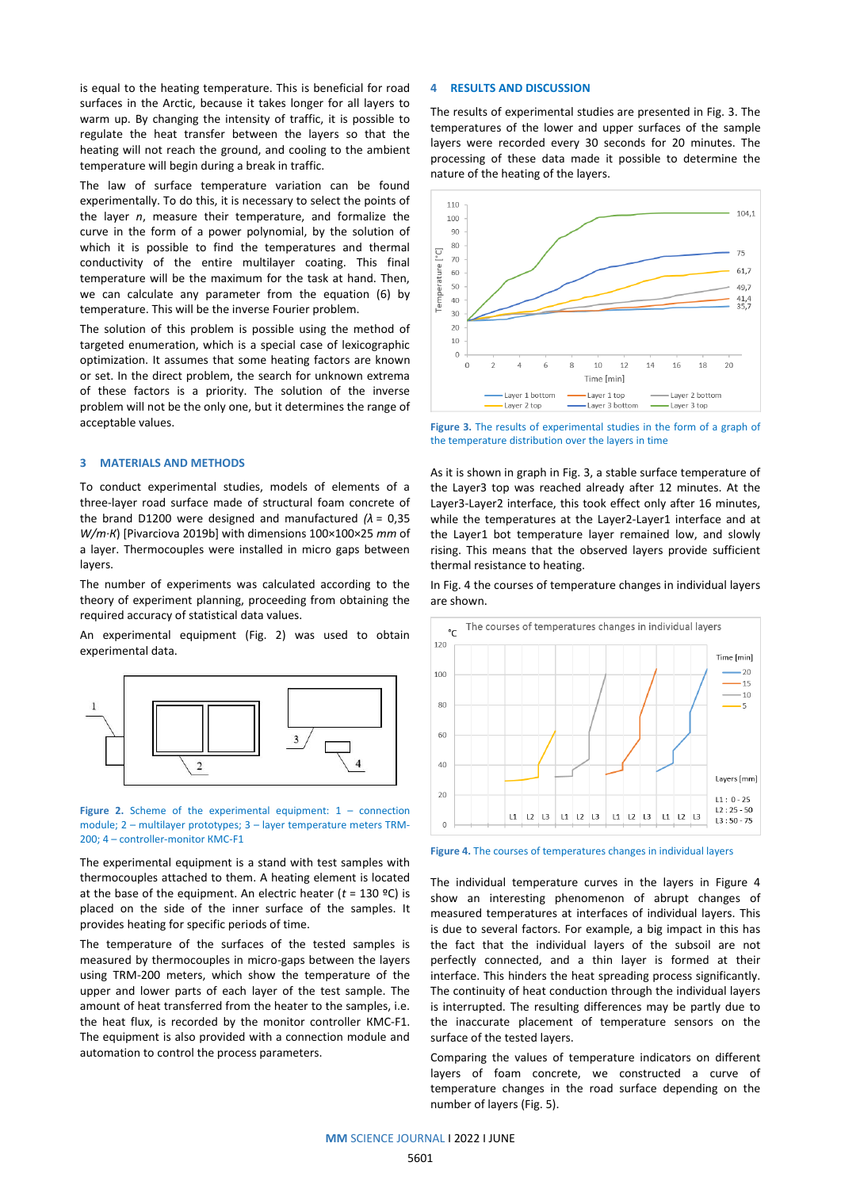is equal to the heating temperature. This is beneficial for road surfaces in the Arctic, because it takes longer for all layers to warm up. By changing the intensity of traffic, it is possible to regulate the heat transfer between the layers so that the heating will not reach the ground, and cooling to the ambient temperature will begin during a break in traffic.

The law of surface temperature variation can be found experimentally. To do this, it is necessary to select the points of the layer *n*, measure their temperature, and formalize the curve in the form of a power polynomial, by the solution of which it is possible to find the temperatures and thermal conductivity of the entire multilayer coating. This final temperature will be the maximum for the task at hand. Then, we can calculate any parameter from the equation (6) by temperature. This will be the inverse Fourier problem.

The solution of this problem is possible using the method of targeted enumeration, which is a special case of lexicographic optimization. It assumes that some heating factors are known or set. In the direct problem, the search for unknown extrema of these factors is a priority. The solution of the inverse problem will not be the only one, but it determines the range of acceptable values.

## 3 MATERIALS AND METHODS

To conduct experimental studies, models of elements of a three-layer road surface made of structural foam concrete of the brand D1200 were designed and manufactured *($\lambda$ = 0,35 W/m·K)* [Pivarciova 2019b] with dimensions 100×100×25 *mm* of a layer. Thermocouples were installed in micro gaps between layers.

The number of experiments was calculated according to the theory of experiment planning, proceeding from obtaining the required accuracy of statistical data values.

An experimental equipment (Fig. 2) was used to obtain experimental data.

Figure 2. Scheme of the experimental equipment: 1 – connection module; 2 – multilayer prototypes; 3 – layer temperature meters TRM-200; 4 – controller-monitor KMC-F1

The experimental equipment is a stand with test samples with thermocouples attached to them. A heating element is located at the base of the equipment. An electric heater (*t* = 130 ºC) is placed on the side of the inner surface of the samples. It provides heating for specific periods of time.

The temperature of the surfaces of the tested samples is measured by thermocouples in micro-gaps between the layers using TRM-200 meters, which show the temperature of the upper and lower parts of each layer of the test sample. The amount of heat transferred from the heater to the samples, i.e. the heat flux, is recorded by the monitor controller KMC-F1. The equipment is also provided with a connection module and automation to control the process parameters.

## 4 RESULTS AND DISCUSSION

The results of experimental studies are presented in Fig. 3. The temperatures of the lower and upper surfaces of the sample layers were recorded every 30 seconds for 20 minutes. The processing of these data made it possible to determine the nature of the heating of the layers.

Figure 3. The results of experimental studies in the form of a graph of the temperature distribution over the layers in time

As it is shown in graph in Fig. 3, a stable surface temperature of the Layer3 top was reached already after 12 minutes. At the Layer3-Layer2 interface, this took effect only after 16 minutes, while the temperatures at the Layer2-Layer1 interface and at the Layer1 bot temperature layer remained low, and slowly rising. This means that the observed layers provide sufficient thermal resistance to heating.

In Fig. 4 the courses of temperature changes in individual layers are shown.

Figure 4. The courses of temperatures changes in individual layers

The individual temperature curves in the layers in Figure 4 show an interesting phenomenon of abrupt changes of measured temperatures at interfaces of individual layers. This is due to several factors. For example, a big impact in this has the fact that the individual layers of the subsoil are not perfectly connected, and a thin layer is formed at their interface. This hinders the heat spreading process significantly. The continuity of heat conduction through the individual layers is interrupted. The resulting differences may be partly due to the inaccurate placement of temperature sensors on the surface of the tested layers.

Comparing the values of temperature indicators on different layers of foam concrete, we constructed a curve of temperature changes in the road surface depending on the number of layers (Fig. 5).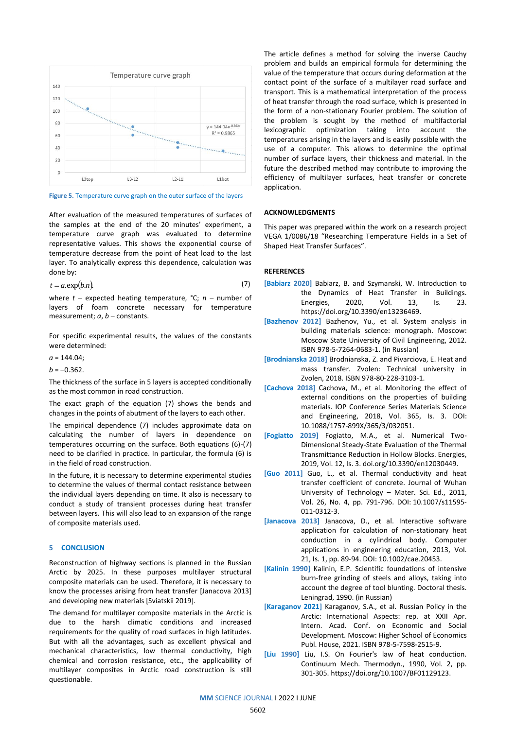Figure 5. Temperature curve graph on the outer surface of the layers

After evaluation of the measured temperatures of surfaces of the samples at the end of the 20 minutes' experiment, a temperature curve graph was evaluated to determine representative values. This shows the exponential course of temperature decrease from the point of heat load to the last layer. To analytically express this dependence, calculation was done by:

$$t = a.\exp(b.n). \tag{7}$$

where $t$ – expected heating temperature, °C; $n$ – number of layers of foam concrete necessary for temperature measurement; $a$, $b$ – constants.

For specific experimental results, the values of the constants were determined:

$a$ = 144.04;

$b$ = –0.362.

The thickness of the surface in 5 layers is accepted conditionally as the most common in road construction.

The exact graph of the equation (7) shows the bends and changes in the points of abutment of the layers to each other.

The empirical dependence (7) includes approximate data on calculating the number of layers in dependence on temperatures occurring on the surface. Both equations (6)-(7) need to be clarified in practice. In particular, the formula (6) is in the field of road construction.

In the future, it is necessary to determine experimental studies to determine the values of thermal contact resistance between the individual layers depending on time. It also is necessary to conduct a study of transient processes during heat transfer between layers. This will also lead to an expansion of the range of composite materials used.

## 5 CONCLUSION

Reconstruction of highway sections is planned in the Russian Arctic by 2025. In these purposes multilayer structural composite materials can be used. Therefore, it is necessary to know the processes arising from heat transfer [Janacova 2013] and developing new materials [Sviatskii 2019].

The demand for multilayer composite materials in the Arctic is due to the harsh climatic conditions and increased requirements for the quality of road surfaces in high latitudes. But with all the advantages, such as excellent physical and mechanical characteristics, low thermal conductivity, high chemical and corrosion resistance, etc., the applicability of multilayer composites in Arctic road construction is still questionable.

The article defines a method for solving the inverse Cauchy problem and builds an empirical formula for determining the value of the temperature that occurs during deformation at the contact point of the surface of a multilayer road surface and transport. This is a mathematical interpretation of the process of heat transfer through the road surface, which is presented in the form of a non-stationary Fourier problem. The solution of the problem is sought by the method of multifactorial lexicographic optimization taking into account the temperatures arising in the layers and is easily possible with the use of a computer. This allows to determine the optimal number of surface layers, their thickness and material. In the future the described method may contribute to improving the efficiency of multilayer surfaces, heat transfer or concrete application.

## ACKNOWLEDGMENTS

This paper was prepared within the work on a research project VEGA 1/0086/18 "Researching Temperature Fields in a Set of Shaped Heat Transfer Surfaces".

## REFERENCES

[Babiarz 2020] Babiarz, B. and Szymanski, W. Introduction to the Dynamics of Heat Transfer in Buildings. Energies, 2020, Vol. 13, Is. 23. https://doi.org/10.3390/en13236469.

[Bazhenov 2012] Bazhenov, Yu., et al. System analysis in building materials science: monograph. Moscow: Moscow State University of Civil Engineering, 2012. ISBN 978-5-7264-0683-1. (in Russian)

[Brodnianska 2018] Brodnianska, Z. and Pivarciova, E. Heat and mass transfer. Zvolen: Technical university in Zvolen, 2018. ISBN 978-80-228-3103-1.

[Cachova 2018] Cachova, M., et al. Monitoring the effect of external conditions on the properties of building materials. IOP Conference Series Materials Science and Engineering, 2018, Vol. 365, Is. 3. DOI: 10.1088/1757-899X/365/3/032051.

[Fogiatto 2019] Fogiatto, M.A., et al. Numerical Two-Dimensional Steady-State Evaluation of the Thermal Transmittance Reduction in Hollow Blocks. Energies, 2019, Vol. 12, Is. 3. doi.org/10.3390/en12030449.

[Guo 2011] Guo, L., et al. Thermal conductivity and heat transfer coefficient of concrete. Journal of Wuhan University of Technology – Mater. Sci. Ed., 2011, Vol. 26, No. 4, pp. 791-796. DOI: 10.1007/s11595-011-0312-3.

[Janacova 2013] Janacova, D., et al. Interactive software application for calculation of non-stationary heat conduction in a cylindrical body. Computer applications in engineering education, 2013, Vol. 21, Is. 1, pp. 89-94. DOI: 10.1002/cae.20453.

[Kalinin 1990] Kalinin, E.P. Scientific foundations of intensive burn-free grinding of steels and alloys, taking into account the degree of tool blunting. Doctoral thesis. Leningrad, 1990. (in Russian)

[Karaganov 2021] Karaganov, S.A., et al. Russian Policy in the Arctic: International Aspects: rep. at XXII Apr. Intern. Acad. Conf. on Economic and Social Development. Moscow: Higher School of Economics Publ. House, 2021. ISBN 978-5-7598-2515-9.

[Liu 1990] Liu, I.S. On Fourier's law of heat conduction. Continuum Mech. Thermodyn., 1990, Vol. 2, pp. 301-305. https://doi.org/10.1007/BF01129123.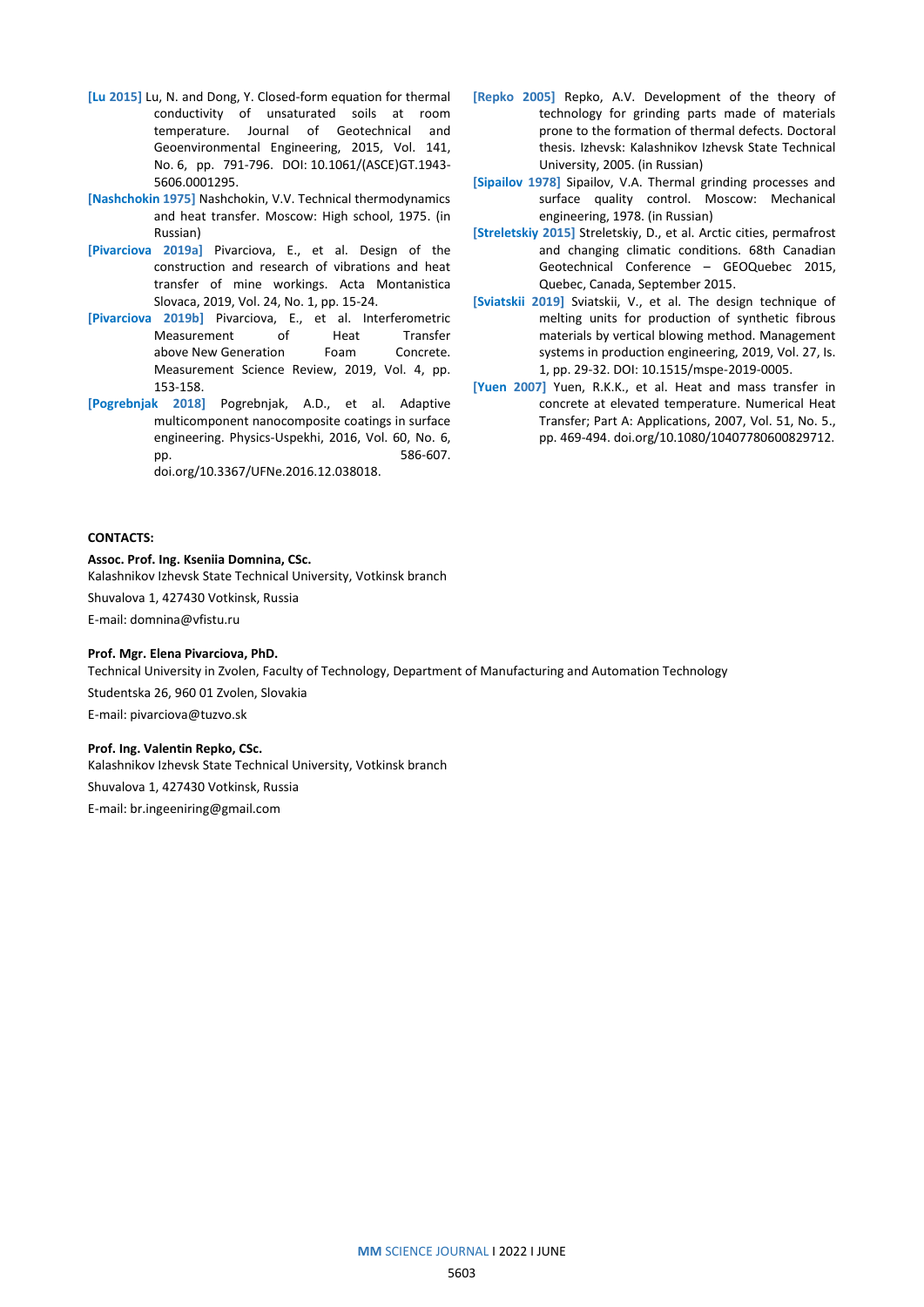[Lu 2015] Lu, N. and Dong, Y. Closed-form equation for thermal conductivity of unsaturated soils at room temperature. Journal of Geotechnical and Geoenvironmental Engineering, 2015, Vol. 141, No. 6, pp. 791-796. DOI: 10.1061/(ASCE)GT.1943-5606.0001295.

[Nashchokin 1975] Nashchokin, V.V. Technical thermodynamics and heat transfer. Moscow: High school, 1975. (in Russian)

[Pivarciova 2019a] Pivarciova, E., et al. Design of the construction and research of vibrations and heat transfer of mine workings. Acta Montanistica Slovaca, 2019, Vol. 24, No. 1, pp. 15-24.

[Pivarciova 2019b] Pivarciova, E., et al. Interferometric Measurement of Heat Transfer above New Generation Foam Concrete. Measurement Science Review, 2019, Vol. 4, pp. 153-158.

[Pogrebnjak 2018] Pogrebnjak, A.D., et al. Adaptive multicomponent nanocomposite coatings in surface engineering. Physics-Uspekhi, 2016, Vol. 60, No. 6, pp. 586-607. doi.org/10.3367/UFNe.2016.12.038018.

[Repko 2005] Repko, A.V. Development of the theory of technology for grinding parts made of materials prone to the formation of thermal defects. Doctoral thesis. Izhevsk: Kalashnikov Izhevsk State Technical University, 2005. (in Russian)

[Sipailov 1978] Sipailov, V.A. Thermal grinding processes and surface quality control. Moscow: Mechanical engineering, 1978. (in Russian)

[Streletskiy 2015] Streletskiy, D., et al. Arctic cities, permafrost and changing climatic conditions. 68th Canadian Geotechnical Conference – GEOQuebec 2015, Quebec, Canada, September 2015.

[Sviatskii 2019] Sviatskii, V., et al. The design technique of melting units for production of synthetic fibrous materials by vertical blowing method. Management systems in production engineering, 2019, Vol. 27, Is. 1, pp. 29-32. DOI: 10.1515/mspe-2019-0005.

[Yuen 2007] Yuen, R.K.K., et al. Heat and mass transfer in concrete at elevated temperature. Numerical Heat Transfer; Part A: Applications, 2007, Vol. 51, No. 5., pp. 469-494. doi.org/10.1080/10407780600829712.

**CONTACTS:**

**Assoc. Prof. Ing. Ksenia Domnina, CSc.**
Kalashnikov Izhevsk State Technical University, Votkinsk branch
Shuvalova 1, 427430 Votkinsk, Russia
E-mail: domnina@vfistu.ru

**Prof. Mgr. Elena Pivarciova, PhD.**
Technical University in Zvolen, Faculty of Technology, Department of Manufacturing and Automation Technology
Studentska 26, 960 01 Zvolen, Slovakia
E-mail: pivarciova@tuzvo.sk

**Prof. Ing. Valentin Repko, CSc.**
Kalashnikov Izhevsk State Technical University, Votkinsk branch
Shuvalova 1, 427430 Votkinsk, Russia
E-mail: br.ingeeniring@gmail.com